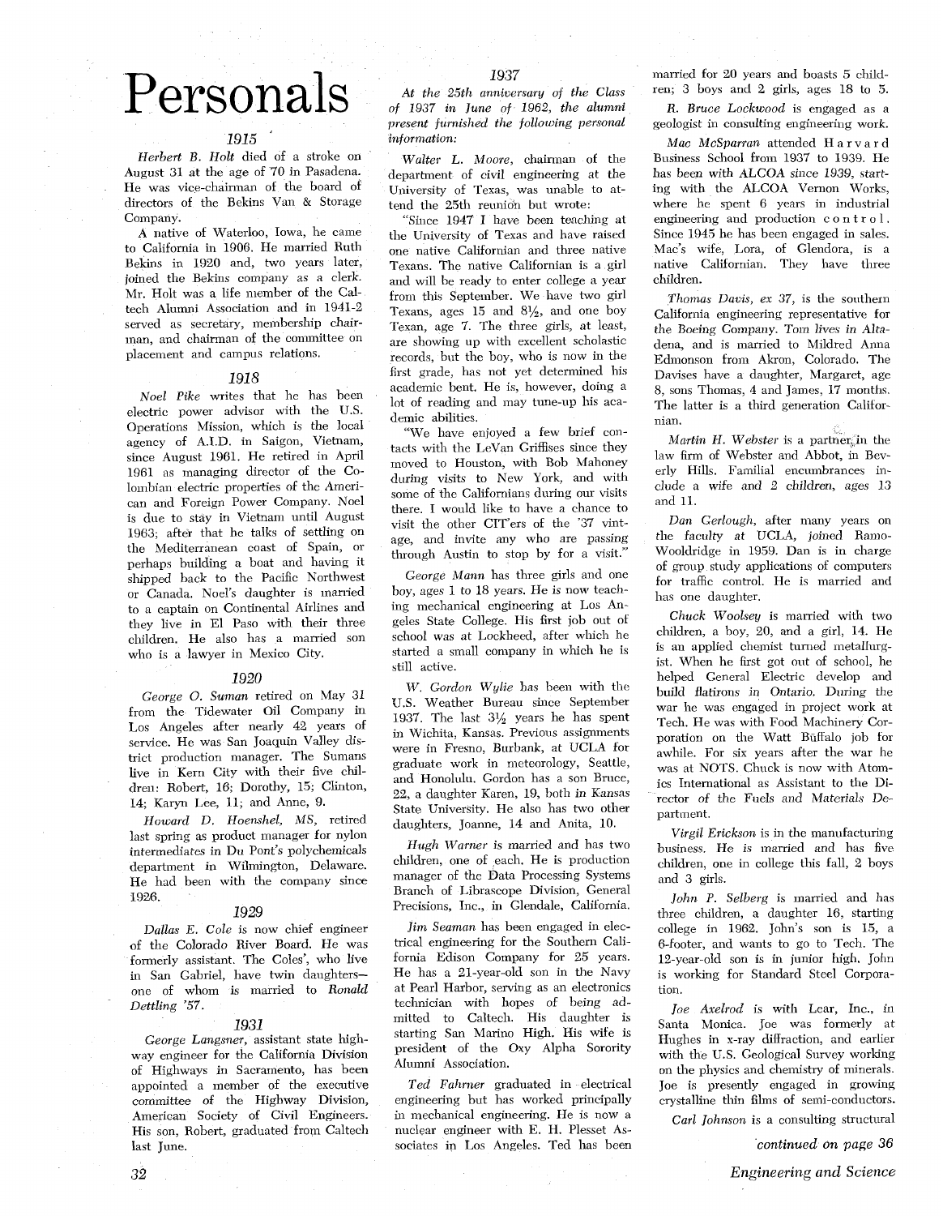# Personals

### 1915

*Herbert B. Holt* died of a stroke on August 31 at the age of 70 in Pasadena. He was vice-chairman of the board of directors of the Bekins Van & Storage Company.

A native of Waterloo, Iowa, he came to California in 1906. He married Ruth Bekins in 1920 and, two years later, joined the Bekins company as a clerk. Mr. Holt was a life member of the Caltech Alumni Association and in 1941-2 served as secretary, membership chairman, and chairman of the committee on placement and campus relations.

### 1918

*Noel Pike* writes that he has been electric power advisor with the U.S. Operations Mission, which is the local agency of A.I.D. in Saigon, Vietnam, since August 1961. He retired in April 1961 as managing director of the Colombian electric properties of the American and Foreign Power Company. Noel is due to stay in Vietnam until August 1963; after that he talks of settling on the Mediterranean coast of Spain, or perhaps building a boat and having it shipped back to the Pacific Northwest or Canada. Noel's daughter is married to a captain on Continental Airlines and they live in El Paso with their three children. He also has a married son who is a lawyer in Mexico City.

### 1920

*George O. Suman* retired on May 31 from the Tidewater Oil Company in Los Angeles after nearly 42 years of service. He was San Joaquin Valley district production manager. The Sumans live in Kern City with their five children: Robert, 16; Dorothy, 15; Clinton, 14; Karyn Lee, 11; and Anne, 9.

*Howard D. Hoenshel, MS,* retired last spring as product manager for nylon intermediates in Du Pont's polychemicals department in Wilmington, Delaware. He had been with the company since 1926.

### 1929

*Dallas E. Cole* is now chief engineer of the Colorado River Board. He was formerly assistant. The Coles', who live in San Gabriel, have twin daughters—one of whom is married to *Ronald Dettling '57.*

### 1931

*George Langsner,* assistant state highway engineer for the California Division of Highways in Sacramento, has been appointed a member of the executive committee of the Highway Division, American Society of Civil Engineers. His son, Robert, graduated from Caltech last June.

### 1937

*At the 25th anniversary of the Class of 1937 in June of 1962, the alumni present furnished the following personal information:*

*Walter L. Moore,* chairman of the department of civil engineering at the University of Texas, was unable to attend the 25th reunion but wrote:

"Since 1947 I have been teaching at the University of Texas and have raised one native Californian and three native Texans. The native Californian is a girl and will be ready to enter college a year from this September. We have two girl Texans, ages 15 and 8½, and one boy Texan, age 7. The three girls, at least, are showing up with excellent scholastic records, but the boy, who is now in the first grade, has not yet determined his academic bent. He is, however, doing a lot of reading and may tune-up his academic abilities.

"We have enjoyed a few brief contacts with the LeVan Griffises since they moved to Houston, with Bob Mahoney during visits to New York, and with some of the Californians during our visits there. I would like to have a chance to visit the other CIT'ers of the '37 vintage, and invite any who are passing through Austin to stop by for a visit."

*George Mann* has three girls and one boy, ages 1 to 18 years. He is now teaching mechanical engineering at Los Angeles State College. His first job out of school was at Lockheed, after which he started a small company in which he is still active.

*W. Gordon Wylie* has been with the U.S. Weather Bureau since September 1937. The last 3½ years he has spent in Wichita, Kansas. Previous assignments were in Fresno, Burbank, at UCLA for graduate work in meteorology, Seattle, and Honolulu. Gordon has a son Bruce, 22, a daughter Karen, 19, both in Kansas State University. He also has two other daughters, Joanne, 14 and Anita, 10.

*Hugh Warner* is married and has two children, one of each. He is production manager of the Data Processing Systems Branch of Librascope Division, General Precisions, Inc., in Glendale, California.

*Jim Seaman* has been engaged in electrical engineering for the Southern California Edison Company for 25 years. He has a 21-year-old son in the Navy at Pearl Harbor, serving as an electronics technician with hopes of being admitted to Caltech. His daughter is starting San Marino High. His wife is president of the Oxy Alpha Sorority Alumni Association.

*Ted Fahrner* graduated in electrical engineering but has worked principally in mechanical engineering. He is now a nuclear engineer with E. H. Plesset Associates in Los Angeles. Ted has been married for 20 years and boasts 5 children; 3 boys and 2 girls, ages 18 to 5.

*R. Bruce Lockwood* is engaged as a geologist in consulting engineering work.

*Mac McSparran* attended Harvard Business School from 1937 to 1939. He has been with ALCOA since 1939, starting with the ALCOA Vernon Works, where he spent 6 years in industrial engineering and production control. Since 1945 he has been engaged in sales. Mac's wife, Lora, of Glendora, is a native Californian. They have three children.

*Thomas Davis, ex 37,* is the southern California engineering representative for the Boeing Company. Tom lives in Altadena, and is married to Mildred Anna Edmonson from Akron, Colorado. The Davises have a daughter, Margaret, age 8, sons Thomas, 4 and James, 17 months. The latter is a third generation Californian.

*Martin H. Webster* is a partner in the law firm of Webster and Abbot, in Beverly Hills. Familial encumbrances include a wife and 2 children, ages 13 and 11.

*Dan Gerlough,* after many years on the faculty at UCLA, joined Ramo-Wooldridge in 1959. Dan is in charge of group study applications of computers for traffic control. He is married and has one daughter.

*Chuck Woolsey* is married with two children, a boy, 20, and a girl, 14. He is an applied chemist turned metallurgist. When he first got out of school, he helped General Electric develop and build flatirons in Ontario. During the war he was engaged in project work at Tech. He was with Food Machinery Corporation on the Watt Buffalo job for awhile. For six years after the war he was at NOTS. Chuck is now with Atomics International as Assistant to the Director of the Fuels and Materials Department.

*Virgil Erickson* is in the manufacturing business. He is married and has five children, one in college this fall, 2 boys and 3 girls.

*John P. Selberg* is married and has three children, a daughter 16, starting college in 1962. John's son is 15, a 6-footer, and wants to go to Tech. The 12-year-old son is in junior high. John is working for Standard Steel Corporation.

*Joe Axelrod* is with Lear, Inc., in Santa Monica. Joe was formerly at Hughes in x-ray diffraction, and earlier with the U.S. Geological Survey working on the physics and chemistry of minerals. Joe is presently engaged in growing crystalline thin films of semi-conductors.

*Carl Johnson* is a consulting structural

*continued on page 36*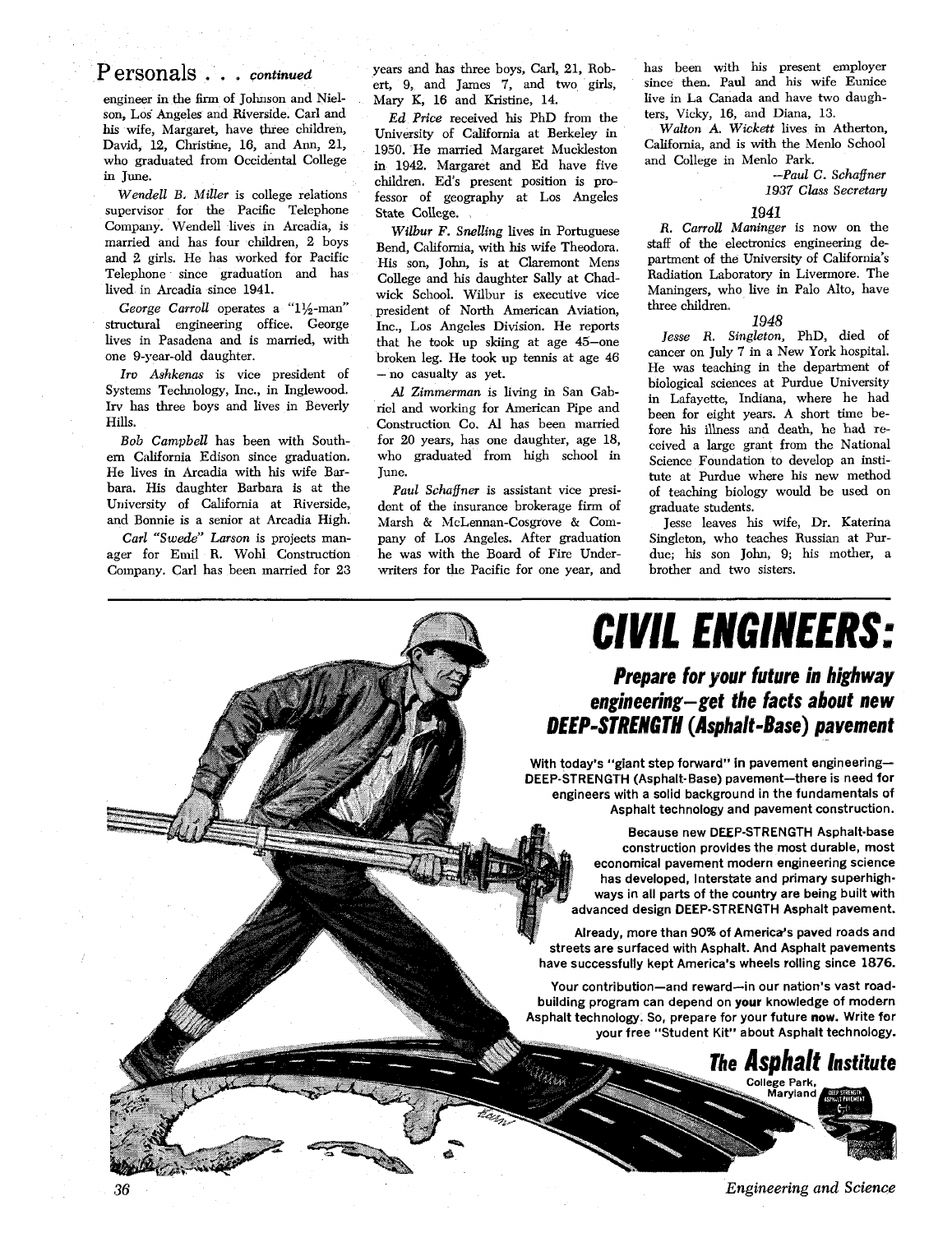## Personals . . . *continued*

engineer in the firm of Johnson and Nielson, Los Angeles and Riverside. Carl and his wife, Margaret, have three children, David, 12, Christine, 16, and Ann, 21, who graduated from Occidental College in June.

*Wendell B. Miller* is college relations supervisor for the Pacific Telephone Company. Wendell lives in Arcadia, is married and has four children, 2 boys and 2 girls. He has worked for Pacific Telephone since graduation and has lived in Arcadia since 1941.

*George Carroll* operates a "1½-man" structural engineering office. George lives in Pasadena and is married, with one 9-year-old daughter.

*Irv Ashkenas* is vice president of Systems Technology, Inc., in Inglewood. Irv has three boys and lives in Beverly Hills.

*Bob Campbell* has been with Southern California Edison since graduation. He lives in Arcadia with his wife Barbara. His daughter Barbara is at the University of California at Riverside, and Bonnie is a senior at Arcadia High.

*Carl "Swede" Larson* is projects manager for Emil R. Wohl Construction Company. Carl has been married for 23 years and has three boys, Carl, 21, Robert, 9, and James 7, and two girls, Mary K, 16 and Kristine, 14.

*Ed Price* received his PhD from the University of California at Berkeley in 1950. He married Margaret Muckleston in 1942. Margaret and Ed have five children. Ed's present position is professor of geography at Los Angeles State College.

*Wilbur F. Snelling* lives in Portuguese Bend, California, with his wife Theodora. His son, John, is at Claremont Mens College and his daughter Sally at Chadwick School. Wilbur is executive vice president of North American Aviation, Inc., Los Angeles Division. He reports that he took up skiing at age 45—one broken leg. He took up tennis at age 46 – no casualty as yet.

*Al Zimmerman* is living in San Gabriel and working for American Pipe and Construction Co. Al has been married for 20 years, has one daughter, age 18, who graduated from high school in June.

*Paul Schaffner* is assistant vice president of the insurance brokerage firm of Marsh & McLennan-Cosgrove & Company of Los Angeles. After graduation he was with the Board of Fire Underwriters for the Pacific for one year, and has been with his present employer since then. Paul and his wife Eunice live in La Canada and have two daughters, Vicky, 16, and Diana, 13.

*Walton A. Wickett* lives in Atherton, California, and is with the Menlo School and College in Menlo Park.

—*Paul C. Schaffner*
*1937 Class Secretary*

### *1941*

*R. Carroll Maninger* is now on the staff of the electronics engineering department of the University of California's Radiation Laboratory in Livermore. The Maningers, who live in Palo Alto, have three children.

### *1948*

*Jesse R. Singleton*, PhD, died of cancer on July 7 in a New York hospital. He was teaching in the department of biological sciences at Purdue University in Lafayette, Indiana, where he had been for eight years. A short time before his illness and death, he had received a large grant from the National Science Foundation to develop an institute at Purdue where his new method of teaching biology would be used on graduate students.

Jesse leaves his wife, Dr. Katerina Singleton, who teaches Russian at Purdue; his son John, 9; his mother, a brother and two sisters.

---

# CIVIL ENGINEERS:

## *Prepare for your future in highway engineering—get the facts about new DEEP-STRENGTH (Asphalt-Base) pavement*

With today's "giant step forward" in pavement engineering—DEEP-STRENGTH (Asphalt-Base) pavement—there is need for engineers with a solid background in the fundamentals of Asphalt technology and pavement construction.

Because new DEEP-STRENGTH Asphalt-base construction provides the most durable, most economical pavement modern engineering science has developed, Interstate and primary superhighways in all parts of the country are being built with advanced design DEEP-STRENGTH Asphalt pavement.

Already, more than 90% of America's paved roads and streets are surfaced with Asphalt. And Asphalt pavements have successfully kept America's wheels rolling since 1876.

Your contribution—and reward—in our nation's vast road-building program can depend on **your** knowledge of modern Asphalt technology. So, prepare for your future **now**. Write for your free "Student Kit" about Asphalt technology.

**The Asphalt Institute**
College Park, Maryland